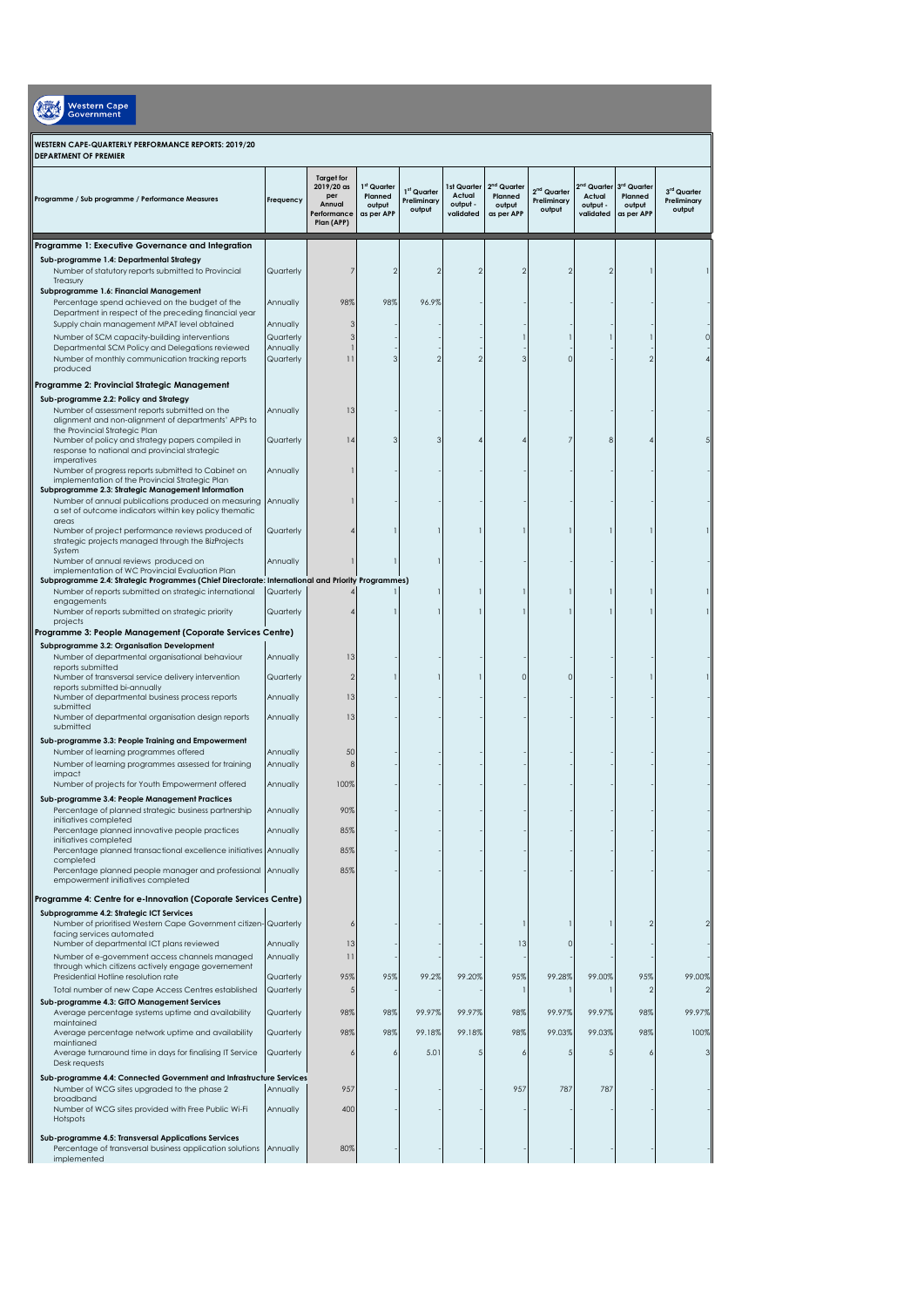Western Cape Government

**WESTERN CAPE-QUARTERLY PERFORMANCE REPORTS: 2019/20**
**DEPARTMENT OF PREMIER**

| Programme / Sub programme / Performance Measures | Frequency | Target for 2019/20 as per Annual Performance Plan (APP) | 1st Quarter Planned output as per APP | 1st Quarter Preliminary output | 1st Quarter Actual output - validated | 2nd Quarter Planned output as per APP | 2nd Quarter Preliminary output | 2nd Quarter Actual output - validated | 3rd Quarter Planned output as per APP | 3rd Quarter Preliminary output |
|---|---|---|---|---|---|---|---|---|---|---|
| **Programme 1: Executive Governance and Integration** | | | | | | | | | | |
| **Sub-programme 1.4: Departmental Strategy** | | | | | | | | | | |
| Number of statutory reports submitted to Provincial Treasury | Quarterly | 7 | 2 | 2 | 2 | 2 | 2 | 2 | 1 | 1 |
| **Subprogramme 1.6: Financial Management** | | | | | | | | | | |
| Percentage spend achieved on the budget of the Department in respect of the preceding financial year | Annually | 98% | 98% | 96.9% | - | - | - | - | - | - |
| Supply chain management MPAT level obtained | Annually | 3 | - | - | - | - | - | - | - | - |
| Number of SCM capacity-building interventions | Quarterly | 3 | - | - | - | 1 | 1 | 1 | 1 | 0 |
| Departmental SCM Policy and Delegations reviewed | Annually | 1 | - | - | - | - | - | - | - | - |
| Number of monthly communication tracking reports produced | Quarterly | 11 | 3 | 2 | 2 | 3 | 0 | - | 2 | 4 |
| **Programme 2: Provincial Strategic Management** | | | | | | | | | | |
| **Sub-programme 2.2: Policy and Strategy** | | | | | | | | | | |
| Number of assessment reports submitted on the alignment and non-alignment of departments' APPs to the Provincial Strategic Plan | Annually | 13 | - | - | - | - | - | - | - | - |
| Number of policy and strategy papers compiled in response to national and provincial strategic imperatives | Quarterly | 14 | 3 | 3 | 4 | 4 | 7 | 8 | 4 | 5 |
| Number of progress reports submitted to Cabinet on implementation of the Provincial Strategic Plan | Annually | 1 | - | - | - | - | - | - | - | - |
| **Subprogramme 2.3: Strategic Management Information** | | | | | | | | | | |
| Number of annual publications produced on measuring a set of outcome indicators within key policy thematic areas | Annually | 1 | - | - | - | - | - | - | - | - |
| Number of project performance reviews produced of strategic projects managed through the BizProjects System | Quarterly | 4 | 1 | 1 | 1 | 1 | 1 | 1 | 1 | 1 |
| Number of annual reviews produced on implementation of WC Provincial Evaluation Plan | Annually | 1 | 1 | 1 | - | - | - | - | - | - |
| **Subprogramme 2.4: Strategic Programmes (Chief Directorate: International and Priority Programmes)** | | | | | | | | | | |
| Number of reports submitted on strategic international engagements | Quarterly | 4 | 1 | 1 | 1 | 1 | 1 | 1 | 1 | 1 |
| Number of reports submitted on strategic priority projects | Quarterly | 4 | 1 | 1 | 1 | 1 | 1 | 1 | 1 | 1 |
| **Programme 3: People Management (Coporate Services Centre)** | | | | | | | | | | |
| **Subprogramme 3.2: Organisation Development** | | | | | | | | | | |
| Number of departmental organisational behaviour reports submitted | Annually | 13 | - | - | - | - | - | - | - | - |
| Number of transversal service delivery intervention reports submitted bi-annually | Quarterly | 2 | 1 | 1 | 1 | 0 | 0 | - | 1 | 1 |
| Number of departmental business process reports submitted | Annually | 13 | - | - | - | - | - | - | - | - |
| Number of departmental organisation design reports submitted | Annually | 13 | - | - | - | - | - | - | - | - |
| **Sub-programme 3.3: People Training and Empowerment** | | | | | | | | | | |
| Number of learning programmes offered | Annually | 50 | - | - | - | - | - | - | - | - |
| Number of learning programmes assessed for training impact | Annually | 8 | - | - | - | - | - | - | - | - |
| Number of projects for Youth Empowerment offered | Annually | 100% | - | - | - | - | - | - | - | - |
| **Sub-programme 3.4: People Management Practices** | | | | | | | | | | |
| Percentage of planned strategic business partnership initiatives completed | Annually | 90% | - | - | - | - | - | - | - | - |
| Percentage planned innovative people practices initiatives completed | Annually | 85% | - | - | - | - | - | - | - | - |
| Percentage planned transactional excellence initiatives completed | Annually | 85% | - | - | - | - | - | - | - | - |
| Percentage planned people manager and professional empowerment initiatives completed | Annually | 85% | - | - | - | - | - | - | - | - |
| **Programme 4: Centre for e-Innovation (Coporate Services Centre)** | | | | | | | | | | |
| **Subprogramme 4.2: Strategic ICT Services** | | | | | | | | | | |
| Number of prioritised Western Cape Government citizen-facing services automated | Quarterly | 6 | - | - | - | 1 | 1 | 1 | 2 | 2 |
| Number of departmental ICT plans reviewed | Annually | 13 | - | - | - | 13 | 0 | - | - | - |
| Number of e-government access channels managed through which citizens actively engage govenement | Annually | 11 | - | - | - | - | - | - | - | - |
| Presidential Hotline resolution rate | Quarterly | 95% | 95% | 99.2% | 99.20% | 95% | 99.28% | 99.00% | 95% | 99.00% |
| Total number of new Cape Access Centres established | Quarterly | 5 | - | - | - | 1 | 1 | 1 | 2 | 2 |
| **Sub-programme 4.3: GITO Management Services** | | | | | | | | | | |
| Average percentage systems uptime and availability | Quarterly | 98% | 98% | 99.97% | 99.97% | 98% | 99.97% | 99.97% | 98% | 99.97% |
| Average percentage network uptime and availability maintained | Quarterly | 98% | 98% | 99.18% | 99.18% | 98% | 99.03% | 99.03% | 98% | 100% |
| Average turnaround time in days for finalising IT Service Desk requests | Quarterly | 6 | 6 | 5.01 | 5 | 6 | 5 | 5 | 6 | 3 |
| **Sub-programme 4.4: Connected Government and Infrastructure Services** | | | | | | | | | | |
| Number of WCG sites upgraded to the phase 2 broadband | Annually | 957 | - | - | - | 957 | 787 | 787 | - | - |
| Number of WCG sites provided with Free Public Wi-Fi Hotspots | Annually | 400 | - | - | - | - | - | - | - | - |
| **Sub-programme 4.5: Transversal Applications Services** | | | | | | | | | | |
| Percentage of transversal business application solutions implemented | Annually | 80% | - | - | - | - | - | - | - | - |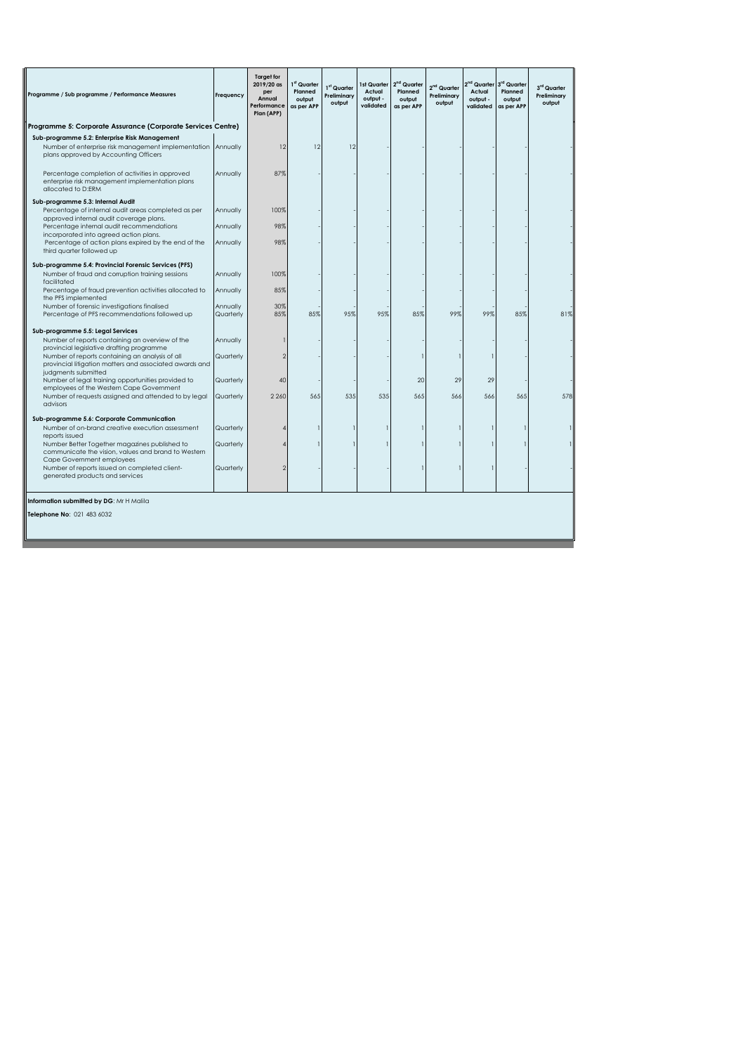| Programme / Sub programme / Performance Measures | Frequency | Target for 2019/20 as per Annual Performance Plan (APP) | 1st Quarter Planned output as per APP | 1st Quarter Preliminary output | 1st Quarter Actual output - validated | 2nd Quarter Planned output as per APP | 2nd Quarter Preliminary output | 2nd Quarter Actual output - validated | 3rd Quarter Planned output as per APP | 3rd Quarter Preliminary output |
|---|---|---|---|---|---|---|---|---|---|---|
| **Programme 5: Corporate Assurance (Corporate Services Centre)** | | | | | | | | | | |
| **Sub-programme 5.2: Enterprise Risk Management** | | | | | | | | | | |
| Number of enterprise risk management implementation plans approved by Accounting Officers | Annually | 12 | 12 | 12 | - | - | - | - | - | - |
| Percentage completion of activities in approved enterprise risk management implementation plans allocated to D:ERM | Annually | 87% | - | - | - | - | - | - | - | - |
| **Sub-programme 5.3: Internal Audit** | | | | | | | | | | |
| Percentage of internal audit areas completed as per approved internal audit coverage plans. | Annually | 100% | - | - | - | - | - | - | - | - |
| Percentage internal audit recommendations incorporated into agreed action plans. | Annually | 98% | - | - | - | - | - | - | - | - |
| Percentage of action plans expired by the end of the third quarter followed up | Annually | 98% | - | - | - | - | - | - | - | - |
| **Sub-programme 5.4: Provincial Forensic Services (PFS)** | | | | | | | | | | |
| Number of fraud and corruption training sessions facilitated | Annually | 100% | - | - | - | - | - | - | - | - |
| Percentage of fraud prevention activities allocated to the PFS implemented | Annually | 85% | - | - | - | - | - | - | - | - |
| Number of forensic investigations finalised | Annually | 30% | - | - | - | - | - | - | - | - |
| Percentage of PFS recommendations followed up | Quarterly | 85% | 85% | 95% | 95% | 85% | 99% | 99% | 85% | 81% |
| **Sub-programme 5.5: Legal Services** | | | | | | | | | | |
| Number of reports containing an overview of the provincial legislative drafting programme | Annually | 1 | - | - | - | - | - | - | - | - |
| Number of reports containing an analysis of all provincial litigation matters and associated awards and judgments submitted | Quarterly | 2 | - | - | - | 1 | 1 | 1 | - | - |
| Number of legal training opportunities provided to employees of the Western Cape Government | Quarterly | 40 | - | - | - | 20 | 29 | 29 | - | - |
| Number of requests assigned and attended to by legal advisors | Quarterly | 2 260 | 565 | 535 | 535 | 565 | 566 | 566 | 565 | 578 |
| **Sub-programme 5.6: Corporate Communication** | | | | | | | | | | |
| Number of on-brand creative execution assessment reports issued | Quarterly | 4 | 1 | 1 | 1 | 1 | 1 | 1 | 1 | 1 |
| Number Better Together magazines published to communicate the vision, values and brand to Western Cape Government employees | Quarterly | 4 | 1 | 1 | 1 | 1 | 1 | 1 | 1 | 1 |
| Number of reports issued on completed client-generated products and services | Quarterly | 2 | - | - | - | 1 | 1 | 1 | - | - |

**Information submitted by DG**: Mr H Malila

**Telephone No**: 021 483 6032